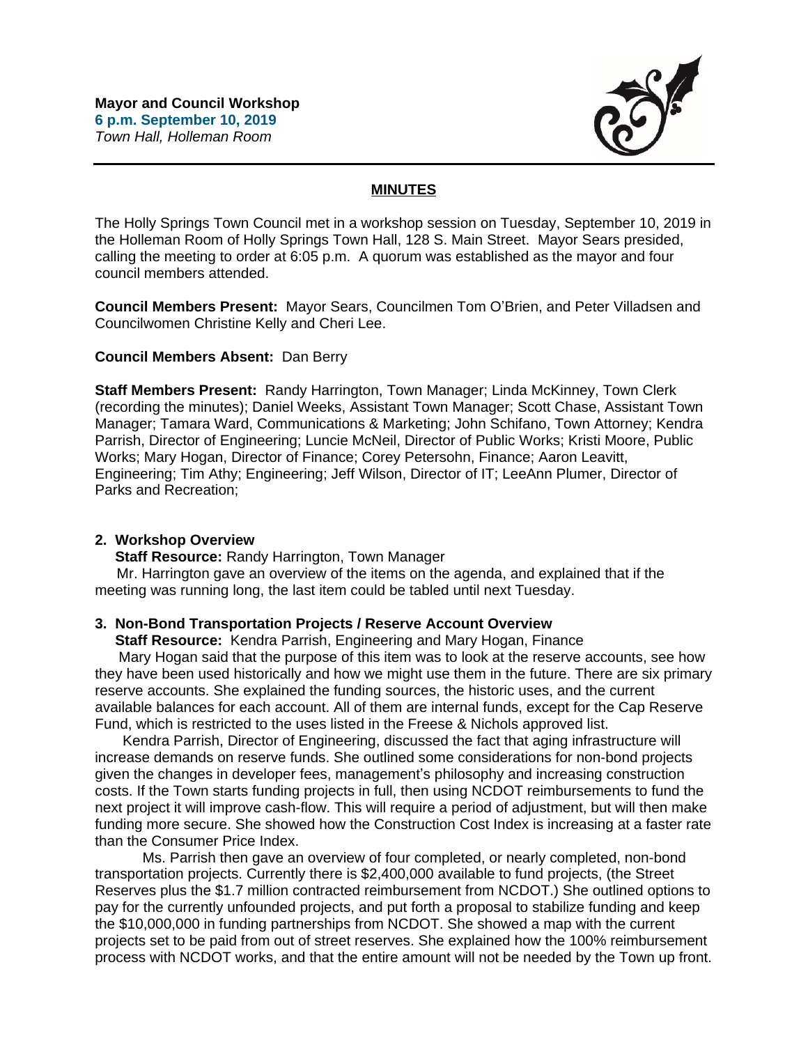**Mayor and Council Workshop**
**6 p.m. September 10, 2019**
*Town Hall, Holleman Room*

## MINUTES

The Holly Springs Town Council met in a workshop session on Tuesday, September 10, 2019 in the Holleman Room of Holly Springs Town Hall, 128 S. Main Street. Mayor Sears presided, calling the meeting to order at 6:05 p.m. A quorum was established as the mayor and four council members attended.

**Council Members Present:** Mayor Sears, Councilmen Tom O'Brien, and Peter Villadsen and Councilwomen Christine Kelly and Cheri Lee.

**Council Members Absent:** Dan Berry

**Staff Members Present:** Randy Harrington, Town Manager; Linda McKinney, Town Clerk (recording the minutes); Daniel Weeks, Assistant Town Manager; Scott Chase, Assistant Town Manager; Tamara Ward, Communications & Marketing; John Schifano, Town Attorney; Kendra Parrish, Director of Engineering; Luncie McNeil, Director of Public Works; Kristi Moore, Public Works; Mary Hogan, Director of Finance; Corey Petersohn, Finance; Aaron Leavitt, Engineering; Tim Athy; Engineering; Jeff Wilson, Director of IT; LeeAnn Plumer, Director of Parks and Recreation;

### 2. Workshop Overview

**Staff Resource:** Randy Harrington, Town Manager

Mr. Harrington gave an overview of the items on the agenda, and explained that if the meeting was running long, the last item could be tabled until next Tuesday.

### 3. Non-Bond Transportation Projects / Reserve Account Overview

**Staff Resource:** Kendra Parrish, Engineering and Mary Hogan, Finance

Mary Hogan said that the purpose of this item was to look at the reserve accounts, see how they have been used historically and how we might use them in the future. There are six primary reserve accounts. She explained the funding sources, the historic uses, and the current available balances for each account. All of them are internal funds, except for the Cap Reserve Fund, which is restricted to the uses listed in the Freese & Nichols approved list.

Kendra Parrish, Director of Engineering, discussed the fact that aging infrastructure will increase demands on reserve funds. She outlined some considerations for non-bond projects given the changes in developer fees, management's philosophy and increasing construction costs. If the Town starts funding projects in full, then using NCDOT reimbursements to fund the next project it will improve cash-flow. This will require a period of adjustment, but will then make funding more secure. She showed how the Construction Cost Index is increasing at a faster rate than the Consumer Price Index.

Ms. Parrish then gave an overview of four completed, or nearly completed, non-bond transportation projects. Currently there is $2,400,000 available to fund projects, (the Street Reserves plus the $1.7 million contracted reimbursement from NCDOT.) She outlined options to pay for the currently unfounded projects, and put forth a proposal to stabilize funding and keep the $10,000,000 in funding partnerships from NCDOT. She showed a map with the current projects set to be paid from out of street reserves. She explained how the 100% reimbursement process with NCDOT works, and that the entire amount will not be needed by the Town up front.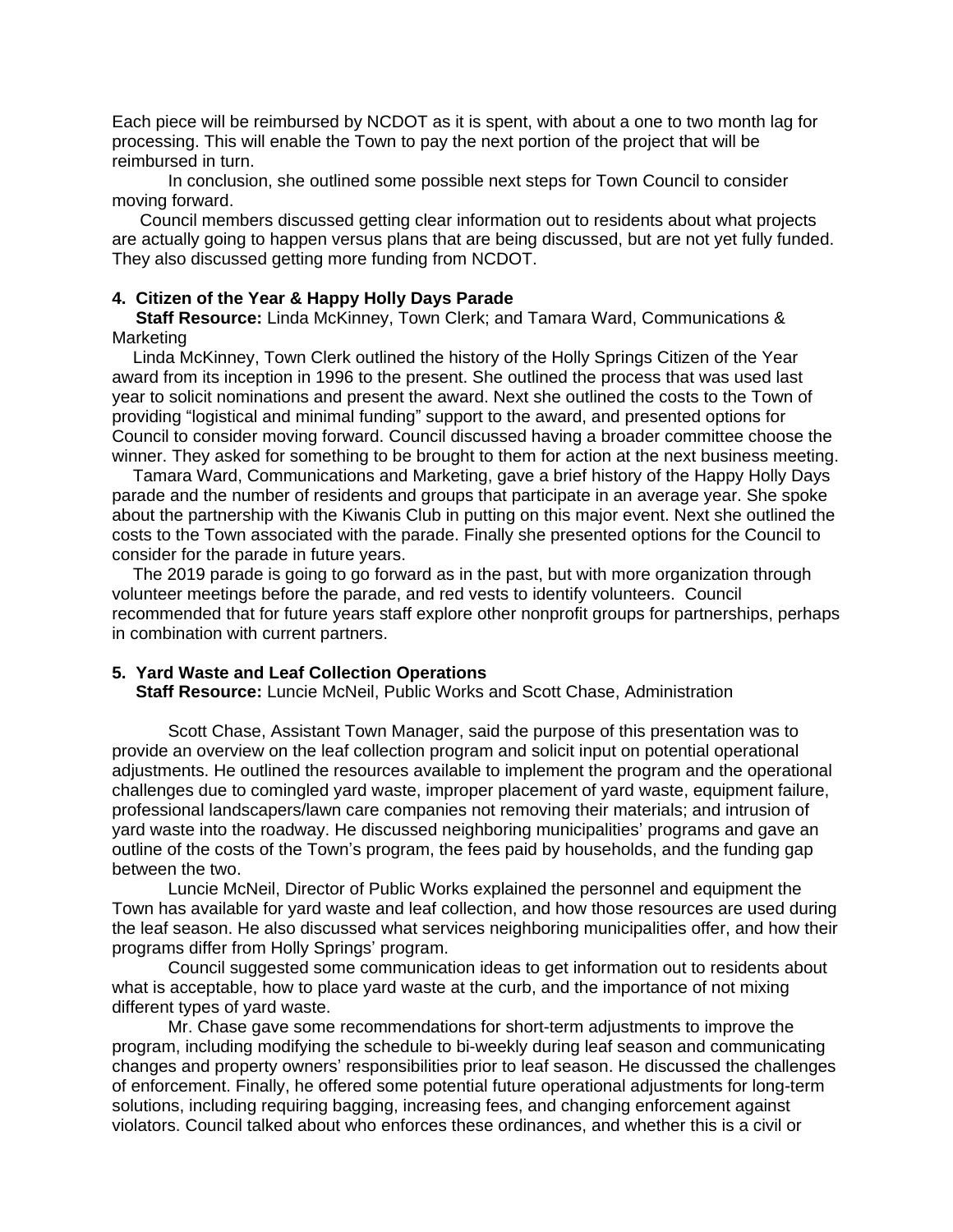Each piece will be reimbursed by NCDOT as it is spent, with about a one to two month lag for processing. This will enable the Town to pay the next portion of the project that will be reimbursed in turn.

In conclusion, she outlined some possible next steps for Town Council to consider moving forward.

Council members discussed getting clear information out to residents about what projects are actually going to happen versus plans that are being discussed, but are not yet fully funded. They also discussed getting more funding from NCDOT.

**4. Citizen of the Year & Happy Holly Days Parade**

**Staff Resource:** Linda McKinney, Town Clerk; and Tamara Ward, Communications & Marketing

Linda McKinney, Town Clerk outlined the history of the Holly Springs Citizen of the Year award from its inception in 1996 to the present. She outlined the process that was used last year to solicit nominations and present the award. Next she outlined the costs to the Town of providing "logistical and minimal funding" support to the award, and presented options for Council to consider moving forward. Council discussed having a broader committee choose the winner. They asked for something to be brought to them for action at the next business meeting.

Tamara Ward, Communications and Marketing, gave a brief history of the Happy Holly Days parade and the number of residents and groups that participate in an average year. She spoke about the partnership with the Kiwanis Club in putting on this major event. Next she outlined the costs to the Town associated with the parade. Finally she presented options for the Council to consider for the parade in future years.

The 2019 parade is going to go forward as in the past, but with more organization through volunteer meetings before the parade, and red vests to identify volunteers. Council recommended that for future years staff explore other nonprofit groups for partnerships, perhaps in combination with current partners.

**5. Yard Waste and Leaf Collection Operations**

**Staff Resource:** Luncie McNeil, Public Works and Scott Chase, Administration

Scott Chase, Assistant Town Manager, said the purpose of this presentation was to provide an overview on the leaf collection program and solicit input on potential operational adjustments. He outlined the resources available to implement the program and the operational challenges due to comingled yard waste, improper placement of yard waste, equipment failure, professional landscapers/lawn care companies not removing their materials; and intrusion of yard waste into the roadway. He discussed neighboring municipalities' programs and gave an outline of the costs of the Town's program, the fees paid by households, and the funding gap between the two.

Luncie McNeil, Director of Public Works explained the personnel and equipment the Town has available for yard waste and leaf collection, and how those resources are used during the leaf season. He also discussed what services neighboring municipalities offer, and how their programs differ from Holly Springs' program.

Council suggested some communication ideas to get information out to residents about what is acceptable, how to place yard waste at the curb, and the importance of not mixing different types of yard waste.

Mr. Chase gave some recommendations for short-term adjustments to improve the program, including modifying the schedule to bi-weekly during leaf season and communicating changes and property owners' responsibilities prior to leaf season. He discussed the challenges of enforcement. Finally, he offered some potential future operational adjustments for long-term solutions, including requiring bagging, increasing fees, and changing enforcement against violators. Council talked about who enforces these ordinances, and whether this is a civil or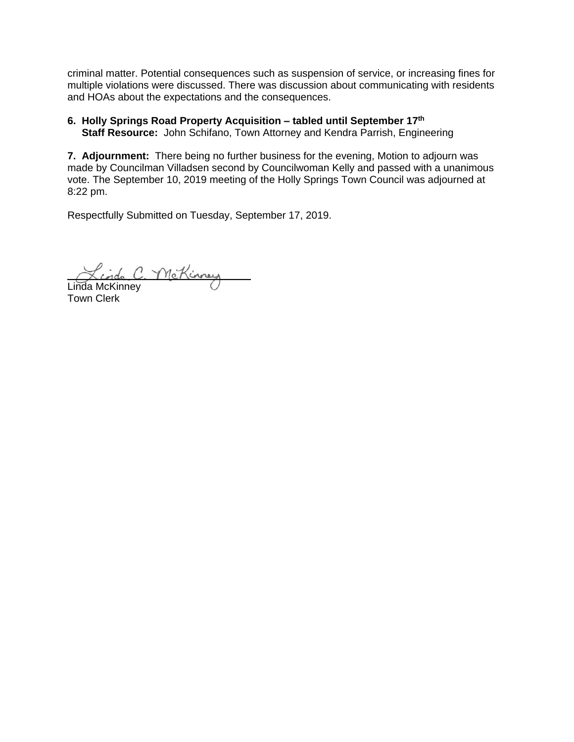criminal matter. Potential consequences such as suspension of service, or increasing fines for multiple violations were discussed. There was discussion about communicating with residents and HOAs about the expectations and the consequences.

**6. Holly Springs Road Property Acquisition – tabled until September 17th**
**Staff Resource:** John Schifano, Town Attorney and Kendra Parrish, Engineering

**7. Adjournment:** There being no further business for the evening, Motion to adjourn was made by Councilman Villadsen second by Councilwoman Kelly and passed with a unanimous vote. The September 10, 2019 meeting of the Holly Springs Town Council was adjourned at 8:22 pm.

Respectfully Submitted on Tuesday, September 17, 2019.

Linda C. McKinney

Linda McKinney
Town Clerk